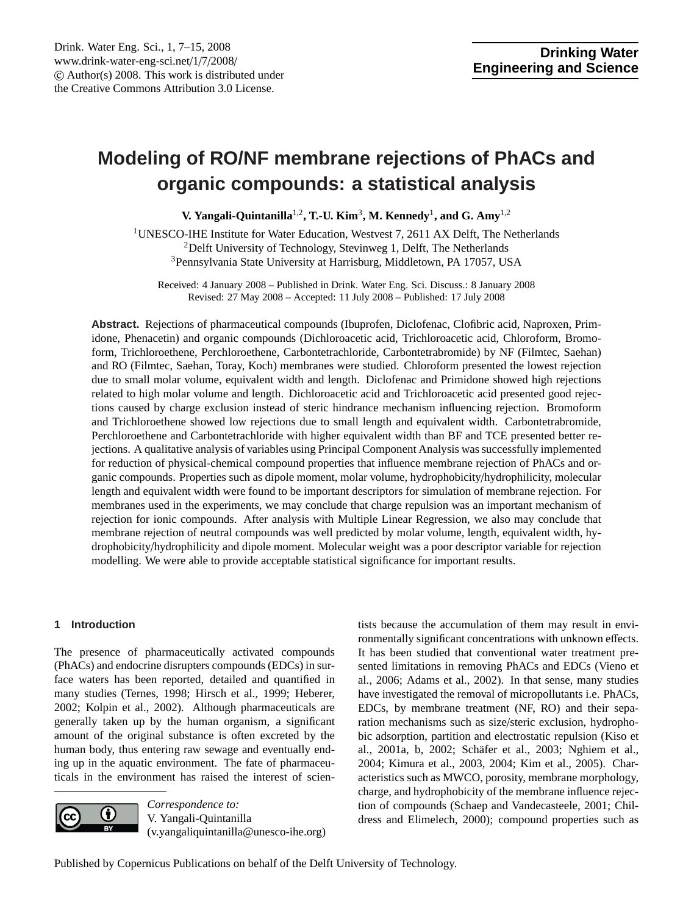# Modeling of RO/NF membrane rejections of PhACs and organic compounds: a statistical analysis

**V. Yangali-Quintanilla**[1,2], **T.-U. Kim**[3], **M. Kennedy**[1], **and G. Amy**[1,2]

[1]UNESCO-IHE Institute for Water Education, Westvest 7, 2611 AX Delft, The Netherlands
[2]Delft University of Technology, Stevinweg 1, Delft, The Netherlands
[3]Pennsylvania State University at Harrisburg, Middletown, PA 17057, USA

Received: 4 January 2008 – Published in Drink. Water Eng. Sci. Discuss.: 8 January 2008
Revised: 27 May 2008 – Accepted: 11 July 2008 – Published: 17 July 2008

**Abstract.** Rejections of pharmaceutical compounds (Ibuprofen, Diclofenac, Clofibric acid, Naproxen, Primidone, Phenacetin) and organic compounds (Dichloroacetic acid, Trichloroacetic acid, Chloroform, Bromoform, Trichloroethene, Perchloroethene, Carbontetrachloride, Carbontetrabromide) by NF (Filmtec, Saehan) and RO (Filmtec, Saehan, Toray, Koch) membranes were studied. Chloroform presented the lowest rejection due to small molar volume, equivalent width and length. Diclofenac and Primidone showed high rejections related to high molar volume and length. Dichloroacetic acid and Trichloroacetic acid presented good rejections caused by charge exclusion instead of steric hindrance mechanism influencing rejection. Bromoform and Trichloroethene showed low rejections due to small length and equivalent width. Carbontetrabromide, Perchloroethene and Carbontetrachloride with higher equivalent width than BF and TCE presented better rejections. A qualitative analysis of variables using Principal Component Analysis was successfully implemented for reduction of physical-chemical compound properties that influence membrane rejection of PhACs and organic compounds. Properties such as dipole moment, molar volume, hydrophobicity/hydrophilicity, molecular length and equivalent width were found to be important descriptors for simulation of membrane rejection. For membranes used in the experiments, we may conclude that charge repulsion was an important mechanism of rejection for ionic compounds. After analysis with Multiple Linear Regression, we also may conclude that membrane rejection of neutral compounds was well predicted by molar volume, length, equivalent width, hydrophobicity/hydrophilicity and dipole moment. Molecular weight was a poor descriptor variable for rejection modelling. We were able to provide acceptable statistical significance for important results.

## 1 Introduction

The presence of pharmaceutically activated compounds (PhACs) and endocrine disrupters compounds (EDCs) in surface waters has been reported, detailed and quantified in many studies (Ternes, 1998; Hirsch et al., 1999; Heberer, 2002; Kolpin et al., 2002). Although pharmaceuticals are generally taken up by the human organism, a significant amount of the original substance is often excreted by the human body, thus entering raw sewage and eventually ending up in the aquatic environment. The fate of pharmaceuticals in the environment has raised the interest of scientists because the accumulation of them may result in environmentally significant concentrations with unknown effects. It has been studied that conventional water treatment presented limitations in removing PhACs and EDCs (Vieno et al., 2006; Adams et al., 2002). In that sense, many studies have investigated the removal of micropollutants i.e. PhACs, EDCs, by membrane treatment (NF, RO) and their separation mechanisms such as size/steric exclusion, hydrophobic adsorption, partition and electrostatic repulsion (Kiso et al., 2001a, b, 2002; Schäfer et al., 2003; Nghiem et al., 2004; Kimura et al., 2003, 2004; Kim et al., 2005). Characteristics such as MWCO, porosity, membrane morphology, charge, and hydrophobicity of the membrane influence rejection of compounds (Schaep and Vandecasteele, 2001; Childress and Elimelech, 2000); compound properties such as

*Correspondence to:*
V. Yangali-Quintanilla
(v.yangaliquintanilla@unesco-ihe.org)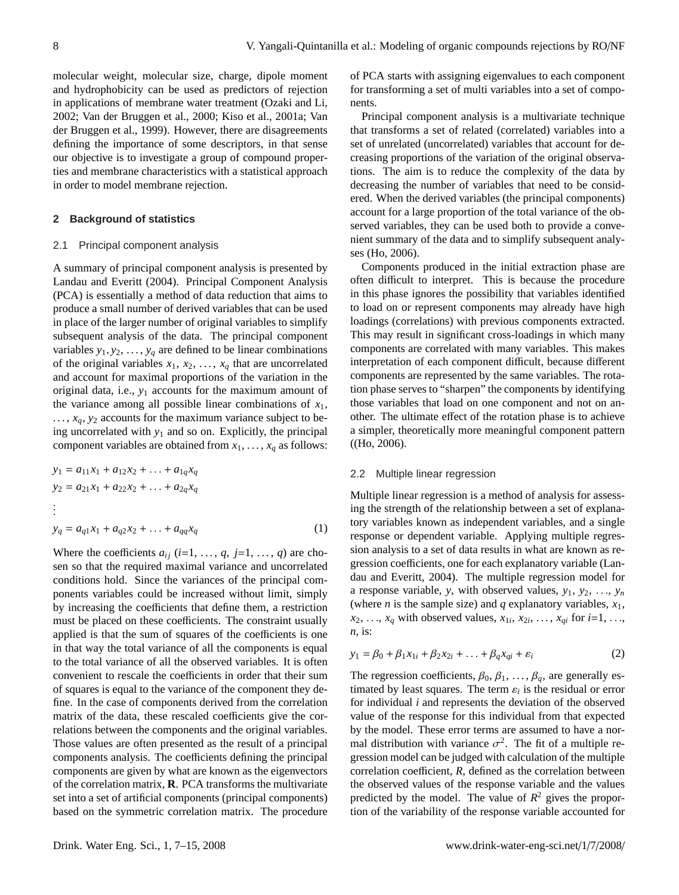molecular weight, molecular size, charge, dipole moment and hydrophobicity can be used as predictors of rejection in applications of membrane water treatment (Ozaki and Li, 2002; Van der Bruggen et al., 2000; Kiso et al., 2001a; Van der Bruggen et al., 1999). However, there are disagreements defining the importance of some descriptors, in that sense our objective is to investigate a group of compound properties and membrane characteristics with a statistical approach in order to model membrane rejection.

## 2 Background of statistics

### 2.1 Principal component analysis

A summary of principal component analysis is presented by Landau and Everitt (2004). Principal Component Analysis (PCA) is essentially a method of data reduction that aims to produce a small number of derived variables that can be used in place of the larger number of original variables to simplify subsequent analysis of the data. The principal component variables $y_1, y_2, \ldots, y_q$ are defined to be linear combinations of the original variables $x_1, x_2, \ldots, x_q$ that are uncorrelated and account for maximal proportions of the variation in the original data, i.e., $y_1$ accounts for the maximum amount of the variance among all possible linear combinations of $x_1, \ldots, x_q$, $y_2$ accounts for the maximum variance subject to being uncorrelated with $y_1$ and so on. Explicitly, the principal component variables are obtained from $x_1, \ldots, x_q$ as follows:

$$
\begin{aligned}
y_1 &= a_{11}x_1 + a_{12}x_2 + \ldots + a_{1q}x_q \\
y_2 &= a_{21}x_1 + a_{22}x_2 + \ldots + a_{2q}x_q \\
&\vdots \\
y_q &= a_{q1}x_1 + a_{q2}x_2 + \ldots + a_{qq}x_q
\end{aligned} \tag{1}
$$

Where the coefficients $a_{ij}$ ($i$=1, …, $q$, $j$=1, …, $q$) are chosen so that the required maximal variance and uncorrelated conditions hold. Since the variances of the principal components variables could be increased without limit, simply by increasing the coefficients that define them, a restriction must be placed on these coefficients. The constraint usually applied is that the sum of squares of the coefficients is one in that way the total variance of all the components is equal to the total variance of all the observed variables. It is often convenient to rescale the coefficients in order that their sum of squares is equal to the variance of the component they define. In the case of components derived from the correlation matrix of the data, these rescaled coefficients give the correlations between the components and the original variables. Those values are often presented as the result of a principal components analysis. The coefficients defining the principal components are given by what are known as the eigenvectors of the correlation matrix, **R**. PCA transforms the multivariate set into a set of artificial components (principal components) based on the symmetric correlation matrix. The procedure of PCA starts with assigning eigenvalues to each component for transforming a set of multi variables into a set of components.

Principal component analysis is a multivariate technique that transforms a set of related (correlated) variables into a set of unrelated (uncorrelated) variables that account for decreasing proportions of the variation of the original observations. The aim is to reduce the complexity of the data by decreasing the number of variables that need to be considered. When the derived variables (the principal components) account for a large proportion of the total variance of the observed variables, they can be used both to provide a convenient summary of the data and to simplify subsequent analyses (Ho, 2006).

Components produced in the initial extraction phase are often difficult to interpret. This is because the procedure in this phase ignores the possibility that variables identified to load on or represent components may already have high loadings (correlations) with previous components extracted. This may result in significant cross-loadings in which many components are correlated with many variables. This makes interpretation of each component difficult, because different components are represented by the same variables. The rotation phase serves to "sharpen" the components by identifying those variables that load on one component and not on another. The ultimate effect of the rotation phase is to achieve a simpler, theoretically more meaningful component pattern ((Ho, 2006).

### 2.2 Multiple linear regression

Multiple linear regression is a method of analysis for assessing the strength of the relationship between a set of explanatory variables known as independent variables, and a single response or dependent variable. Applying multiple regression analysis to a set of data results in what are known as regression coefficients, one for each explanatory variable (Landau and Everitt, 2004). The multiple regression model for a response variable, $y$, with observed values, $y_1, y_2, \ldots, y_n$ (where $n$ is the sample size) and $q$ explanatory variables, $x_1, x_2, \ldots, x_q$ with observed values, $x_{1i}, x_{2i}, \ldots, x_{qi}$ for $i$=1, …, $n$, is:

$$
y_1 = \beta_0 + \beta_1 x_{1i} + \beta_2 x_{2i} + \ldots + \beta_q x_{qi} + \varepsilon_i \tag{2}
$$

The regression coefficients, $\beta_0, \beta_1, \ldots, \beta_q$, are generally estimated by least squares. The term $\varepsilon_i$ is the residual or error for individual $i$ and represents the deviation of the observed value of the response for this individual from that expected by the model. These error terms are assumed to have a normal distribution with variance $\sigma^2$. The fit of a multiple regression model can be judged with calculation of the multiple correlation coefficient, $R$, defined as the correlation between the observed values of the response variable and the values predicted by the model. The value of $R^2$ gives the proportion of the variability of the response variable accounted for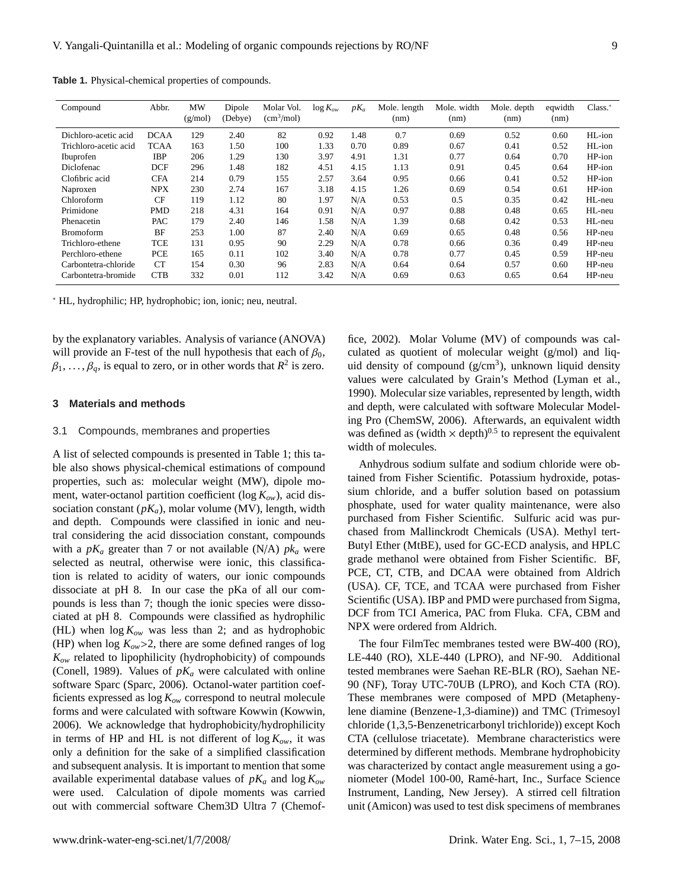**Table 1.** Physical-chemical properties of compounds.

| Compound | Abbr. | MW (g/mol) | Dipole (Debye) | Molar Vol. ($cm^3$/mol) | $\log K_{ow}$ | $pK_a$ | Mole. length (nm) | Mole. width (nm) | Mole. depth (nm) | eqwidth (nm) | Class.* |
|---|---|---|---|---|---|---|---|---|---|---|---|
| Dichloro-acetic acid | DCAA | 129 | 2.40 | 82 | 0.92 | 1.48 | 0.7 | 0.69 | 0.52 | 0.60 | HL-ion |
| Trichloro-acetic acid | TCAA | 163 | 1.50 | 100 | 1.33 | 0.70 | 0.89 | 0.67 | 0.41 | 0.52 | HL-ion |
| Ibuprofen | IBP | 206 | 1.29 | 130 | 3.97 | 4.91 | 1.31 | 0.77 | 0.64 | 0.70 | HP-ion |
| Diclofenac | DCF | 296 | 1.48 | 182 | 4.51 | 4.15 | 1.13 | 0.91 | 0.45 | 0.64 | HP-ion |
| Clofibric acid | CFA | 214 | 0.79 | 155 | 2.57 | 3.64 | 0.95 | 0.66 | 0.41 | 0.52 | HP-ion |
| Naproxen | NPX | 230 | 2.74 | 167 | 3.18 | 4.15 | 1.26 | 0.69 | 0.54 | 0.61 | HP-ion |
| Chloroform | CF | 119 | 1.12 | 80 | 1.97 | N/A | 0.53 | 0.5 | 0.35 | 0.42 | HL-neu |
| Primidone | PMD | 218 | 4.31 | 164 | 0.91 | N/A | 0.97 | 0.88 | 0.48 | 0.65 | HL-neu |
| Phenacetin | PAC | 179 | 2.40 | 146 | 1.58 | N/A | 1.39 | 0.68 | 0.42 | 0.53 | HL-neu |
| Bromoform | BF | 253 | 1.00 | 87 | 2.40 | N/A | 0.69 | 0.65 | 0.48 | 0.56 | HP-neu |
| Trichloro-ethene | TCE | 131 | 0.95 | 90 | 2.29 | N/A | 0.78 | 0.66 | 0.36 | 0.49 | HP-neu |
| Perchloro-ethene | PCE | 165 | 0.11 | 102 | 3.40 | N/A | 0.78 | 0.77 | 0.45 | 0.59 | HP-neu |
| Carbontetra-chloride | CT | 154 | 0.30 | 96 | 2.83 | N/A | 0.64 | 0.64 | 0.57 | 0.60 | HP-neu |
| Carbontetra-bromide | CTB | 332 | 0.01 | 112 | 3.42 | N/A | 0.69 | 0.63 | 0.65 | 0.64 | HP-neu |

* HL, hydrophilic; HP, hydrophobic; ion, ionic; neu, neutral.

by the explanatory variables. Analysis of variance (ANOVA) will provide an F-test of the null hypothesis that each of $\beta_0$, $\beta_1, \ldots, \beta_q$, is equal to zero, or in other words that $R^2$ is zero.

## 3 Materials and methods

### 3.1 Compounds, membranes and properties

A list of selected compounds is presented in Table 1; this table also shows physical-chemical estimations of compound properties, such as: molecular weight (MW), dipole moment, water-octanol partition coefficient ($\log K_{ow}$), acid dissociation constant ($pK_a$), molar volume (MV), length, width and depth. Compounds were classified in ionic and neutral considering the acid dissociation constant, compounds with a $pK_a$ greater than 7 or not available (N/A) $pk_a$ were selected as neutral, otherwise were ionic, this classification is related to acidity of waters, our ionic compounds dissociate at pH 8. In our case the pKa of all our compounds is less than 7; though the ionic species were dissociated at pH 8. Compounds were classified as hydrophilic (HL) when $\log K_{ow}$ was less than 2; and as hydrophobic (HP) when $\log K_{ow}>2$, there are some defined ranges of $\log K_{ow}$ related to lipophilicity (hydrophobicity) of compounds (Conell, 1989). Values of $pK_a$ were calculated with online software Sparc (Sparc, 2006). Octanol-water partition coefficients expressed as $\log K_{ow}$ correspond to neutral molecule forms and were calculated with software Kowwin (Kowwin, 2006). We acknowledge that hydrophobicity/hydrophilicity in terms of HP and HL is not different of $\log K_{ow}$, it was only a definition for the sake of a simplified classification and subsequent analysis. It is important to mention that some available experimental database values of $pK_a$ and $\log K_{ow}$ were used. Calculation of dipole moments was carried out with commercial software Chem3D Ultra 7 (Chemoffice, 2002). Molar Volume (MV) of compounds was calculated as quotient of molecular weight (g/mol) and liquid density of compound (g/$cm^3$), unknown liquid density values were calculated by Grain's Method (Lyman et al., 1990). Molecular size variables, represented by length, width and depth, were calculated with software Molecular Modeling Pro (ChemSW, 2006). Afterwards, an equivalent width was defined as $(\text{width} \times \text{depth})^{0.5}$ to represent the equivalent width of molecules.

Anhydrous sodium sulfate and sodium chloride were obtained from Fisher Scientific. Potassium hydroxide, potassium chloride, and a buffer solution based on potassium phosphate, used for water quality maintenance, were also purchased from Fisher Scientific. Sulfuric acid was purchased from Mallinckrodt Chemicals (USA). Methyl tert-Butyl Ether (MtBE), used for GC-ECD analysis, and HPLC grade methanol were obtained from Fisher Scientific. BF, PCE, CT, CTB, and DCAA were obtained from Aldrich (USA). CF, TCE, and TCAA were purchased from Fisher Scientific (USA). IBP and PMD were purchased from Sigma, DCF from TCI America, PAC from Fluka. CFA, CBM and NPX were ordered from Aldrich.

The four FilmTec membranes tested were BW-400 (RO), LE-440 (RO), XLE-440 (LPRO), and NF-90. Additional tested membranes were Saehan RE-BLR (RO), Saehan NE-90 (NF), Toray UTC-70UB (LPRO), and Koch CTA (RO). These membranes were composed of MPD (Metaphenylene diamine (Benzene-1,3-diamine)) and TMC (Trimesoyl chloride (1,3,5-Benzenetricarbonyl trichloride)) except Koch CTA (cellulose triacetate). Membrane characteristics were determined by different methods. Membrane hydrophobicity was characterized by contact angle measurement using a goniometer (Model 100-00, Ramé-hart, Inc., Surface Science Instrument, Landing, New Jersey). A stirred cell filtration unit (Amicon) was used to test disk specimens of membranes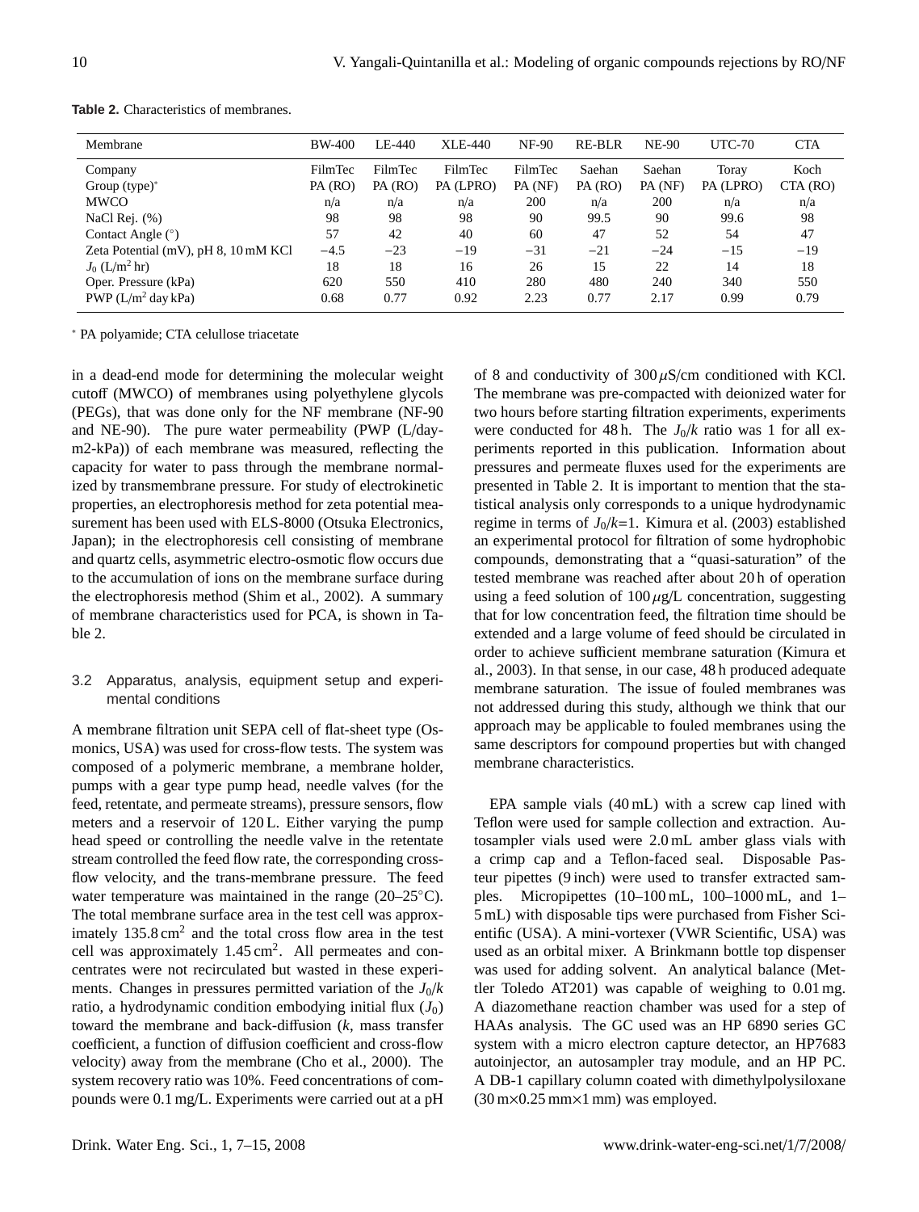**Table 2.** Characteristics of membranes.

| Membrane | BW-400 | LE-440 | XLE-440 | NF-90 | RE-BLR | NE-90 | UTC-70 | CTA |
|---|---|---|---|---|---|---|---|---|
| Company | FilmTec | FilmTec | FilmTec | FilmTec | Saehan | Saehan | Toray | Koch |
| Group (type)* | PA (RO) | PA (RO) | PA (LPRO) | PA (NF) | PA (RO) | PA (NF) | PA (LPRO) | CTA (RO) |
| MWCO | n/a | n/a | n/a | 200 | n/a | 200 | n/a | n/a |
| NaCl Rej. (%) | 98 | 98 | 98 | 90 | 99.5 | 90 | 99.6 | 98 |
| Contact Angle (°) | 57 | 42 | 40 | 60 | 47 | 52 | 54 | 47 |
| Zeta Potential (mV), pH 8, 10 mM KCl | −4.5 | −23 | −19 | −31 | −21 | −24 | −15 | −19 |
| $J_0$ (L/m$^2$ hr) | 18 | 18 | 16 | 26 | 15 | 22 | 14 | 18 |
| Oper. Pressure (kPa) | 620 | 550 | 410 | 280 | 480 | 240 | 340 | 550 |
| PWP (L/m$^2$ day kPa) | 0.68 | 0.77 | 0.92 | 2.23 | 0.77 | 2.17 | 0.99 | 0.79 |

* PA polyamide; CTA celullose triacetate

in a dead-end mode for determining the molecular weight cutoff (MWCO) of membranes using polyethylene glycols (PEGs), that was done only for the NF membrane (NF-90 and NE-90). The pure water permeability (PWP (L/day-m2-kPa)) of each membrane was measured, reflecting the capacity for water to pass through the membrane normalized by transmembrane pressure. For study of electrokinetic properties, an electrophoresis method for zeta potential measurement has been used with ELS-8000 (Otsuka Electronics, Japan); in the electrophoresis cell consisting of membrane and quartz cells, asymmetric electro-osmotic flow occurs due to the accumulation of ions on the membrane surface during the electrophoresis method (Shim et al., 2002). A summary of membrane characteristics used for PCA, is shown in Table 2.

## 3.2 Apparatus, analysis, equipment setup and experimental conditions

A membrane filtration unit SEPA cell of flat-sheet type (Osmonics, USA) was used for cross-flow tests. The system was composed of a polymeric membrane, a membrane holder, pumps with a gear type pump head, needle valves (for the feed, retentate, and permeate streams), pressure sensors, flow meters and a reservoir of 120 L. Either varying the pump head speed or controlling the needle valve in the retentate stream controlled the feed flow rate, the corresponding cross-flow velocity, and the trans-membrane pressure. The feed water temperature was maintained in the range (20–25°C). The total membrane surface area in the test cell was approximately 135.8 cm$^2$ and the total cross flow area in the test cell was approximately 1.45 cm$^2$. All permeates and concentrates were not recirculated but wasted in these experiments. Changes in pressures permitted variation of the $J_0/k$ ratio, a hydrodynamic condition embodying initial flux ($J_0$) toward the membrane and back-diffusion ($k$, mass transfer coefficient, a function of diffusion coefficient and cross-flow velocity) away from the membrane (Cho et al., 2000). The system recovery ratio was 10%. Feed concentrations of compounds were 0.1 mg/L. Experiments were carried out at a pH of 8 and conductivity of 300 $\mu$S/cm conditioned with KCl. The membrane was pre-compacted with deionized water for two hours before starting filtration experiments, experiments were conducted for 48 h. The $J_0/k$ ratio was 1 for all experiments reported in this publication. Information about pressures and permeate fluxes used for the experiments are presented in Table 2. It is important to mention that the statistical analysis only corresponds to a unique hydrodynamic regime in terms of $J_0/k$=1. Kimura et al. (2003) established an experimental protocol for filtration of some hydrophobic compounds, demonstrating that a "quasi-saturation" of the tested membrane was reached after about 20 h of operation using a feed solution of 100 $\mu$g/L concentration, suggesting that for low concentration feed, the filtration time should be extended and a large volume of feed should be circulated in order to achieve sufficient membrane saturation (Kimura et al., 2003). In that sense, in our case, 48 h produced adequate membrane saturation. The issue of fouled membranes was not addressed during this study, although we think that our approach may be applicable to fouled membranes using the same descriptors for compound properties but with changed membrane characteristics.

EPA sample vials (40 mL) with a screw cap lined with Teflon were used for sample collection and extraction. Autosampler vials used were 2.0 mL amber glass vials with a crimp cap and a Teflon-faced seal. Disposable Pasteur pipettes (9 inch) were used to transfer extracted samples. Micropipettes (10–100 mL, 100–1000 mL, and 1–5 mL) with disposable tips were purchased from Fisher Scientific (USA). A mini-vortexer (VWR Scientific, USA) was used as an orbital mixer. A Brinkmann bottle top dispenser was used for adding solvent. An analytical balance (Mettler Toledo AT201) was capable of weighing to 0.01 mg. A diazomethane reaction chamber was used for a step of HAAs analysis. The GC used was an HP 6890 series GC system with a micro electron capture detector, an HP7683 autoinjector, an autosampler tray module, and an HP PC. A DB-1 capillary column coated with dimethylpolysiloxane (30 m×0.25 mm×1 mm) was employed.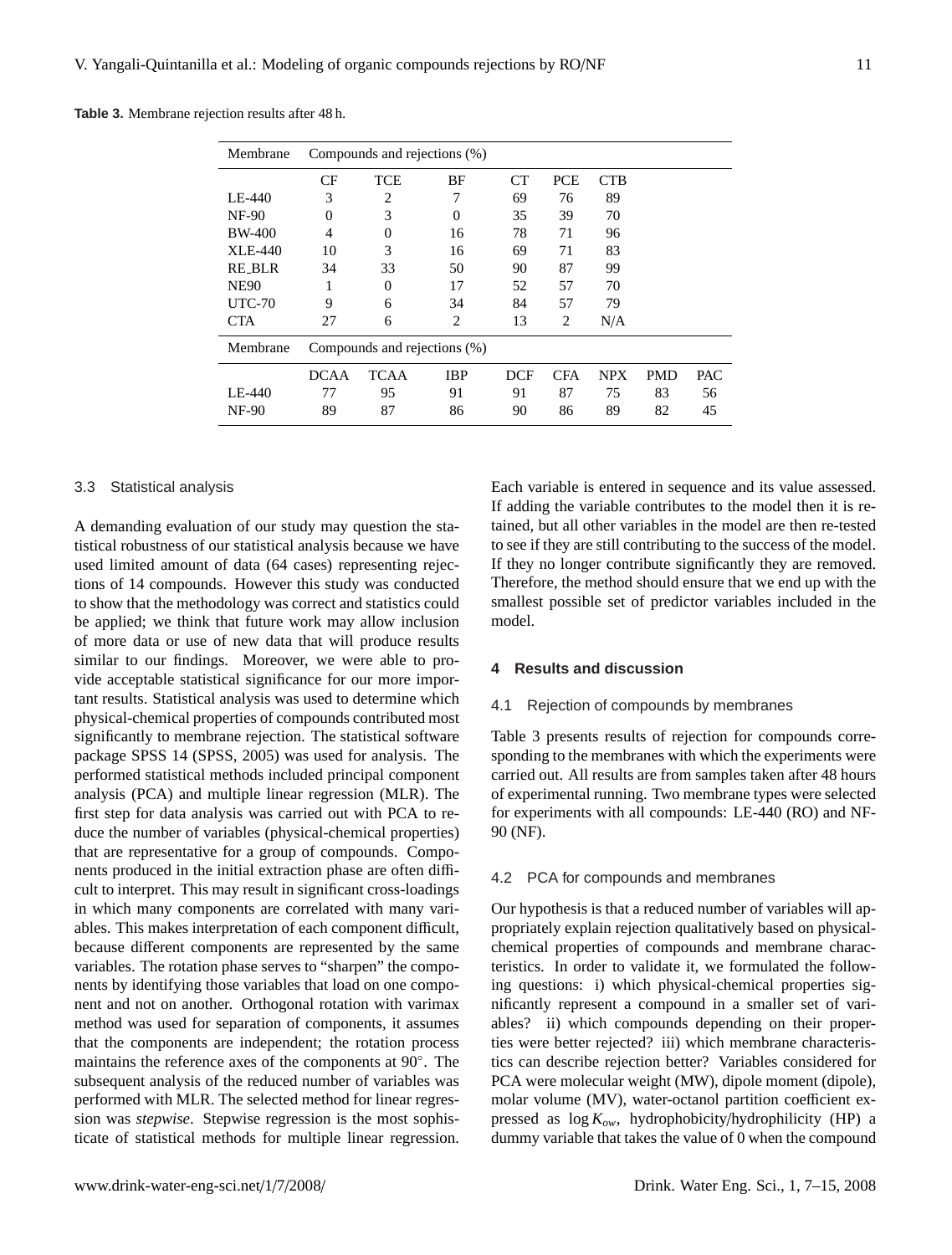**Table 3.** Membrane rejection results after 48 h.

| Membrane | Compounds and rejections (%) | | | | | | | |
|---|---|---|---|---|---|---|---|---|
| | CF | TCE | BF | CT | PCE | CTB | | |
| LE-440 | 3 | 2 | 7 | 69 | 76 | 89 | | |
| NF-90 | 0 | 3 | 0 | 35 | 39 | 70 | | |
| BW-400 | 4 | 0 | 16 | 78 | 71 | 96 | | |
| XLE-440 | 10 | 3 | 16 | 69 | 71 | 83 | | |
| RE_BLR | 34 | 33 | 50 | 90 | 87 | 99 | | |
| NE90 | 1 | 0 | 17 | 52 | 57 | 70 | | |
| UTC-70 | 9 | 6 | 34 | 84 | 57 | 79 | | |
| CTA | 27 | 6 | 2 | 13 | 2 | N/A | | |
| **Membrane** | **Compounds and rejections (%)** | | | | | | | |
| | DCAA | TCAA | IBP | DCF | CFA | NPX | PMD | PAC |
| LE-440 | 77 | 95 | 91 | 91 | 87 | 75 | 83 | 56 |
| NF-90 | 89 | 87 | 86 | 90 | 86 | 89 | 82 | 45 |

### 3.3 Statistical analysis

A demanding evaluation of our study may question the statistical robustness of our statistical analysis because we have used limited amount of data (64 cases) representing rejections of 14 compounds. However this study was conducted to show that the methodology was correct and statistics could be applied; we think that future work may allow inclusion of more data or use of new data that will produce results similar to our findings. Moreover, we were able to provide acceptable statistical significance for our more important results. Statistical analysis was used to determine which physical-chemical properties of compounds contributed most significantly to membrane rejection. The statistical software package SPSS 14 (SPSS, 2005) was used for analysis. The performed statistical methods included principal component analysis (PCA) and multiple linear regression (MLR). The first step for data analysis was carried out with PCA to reduce the number of variables (physical-chemical properties) that are representative for a group of compounds. Components produced in the initial extraction phase are often difficult to interpret. This may result in significant cross-loadings in which many components are correlated with many variables. This makes interpretation of each component difficult, because different components are represented by the same variables. The rotation phase serves to "sharpen" the components by identifying those variables that load on one component and not on another. Orthogonal rotation with varimax method was used for separation of components, it assumes that the components are independent; the rotation process maintains the reference axes of the components at 90°. The subsequent analysis of the reduced number of variables was performed with MLR. The selected method for linear regression was *stepwise*. Stepwise regression is the most sophisticate of statistical methods for multiple linear regression. Each variable is entered in sequence and its value assessed. If adding the variable contributes to the model then it is retained, but all other variables in the model are then re-tested to see if they are still contributing to the success of the model. If they no longer contribute significantly they are removed. Therefore, the method should ensure that we end up with the smallest possible set of predictor variables included in the model.

## 4 Results and discussion

### 4.1 Rejection of compounds by membranes

Table 3 presents results of rejection for compounds corresponding to the membranes with which the experiments were carried out. All results are from samples taken after 48 hours of experimental running. Two membrane types were selected for experiments with all compounds: LE-440 (RO) and NF-90 (NF).

### 4.2 PCA for compounds and membranes

Our hypothesis is that a reduced number of variables will appropriately explain rejection qualitatively based on physical-chemical properties of compounds and membrane characteristics. In order to validate it, we formulated the following questions: i) which physical-chemical properties significantly represent a compound in a smaller set of variables? ii) which compounds depending on their properties were better rejected? iii) which membrane characteristics can describe rejection better? Variables considered for PCA were molecular weight (MW), dipole moment (dipole), molar volume (MV), water-octanol partition coefficient expressed as $\log K_{ow}$, hydrophobicity/hydrophilicity (HP) a dummy variable that takes the value of 0 when the compound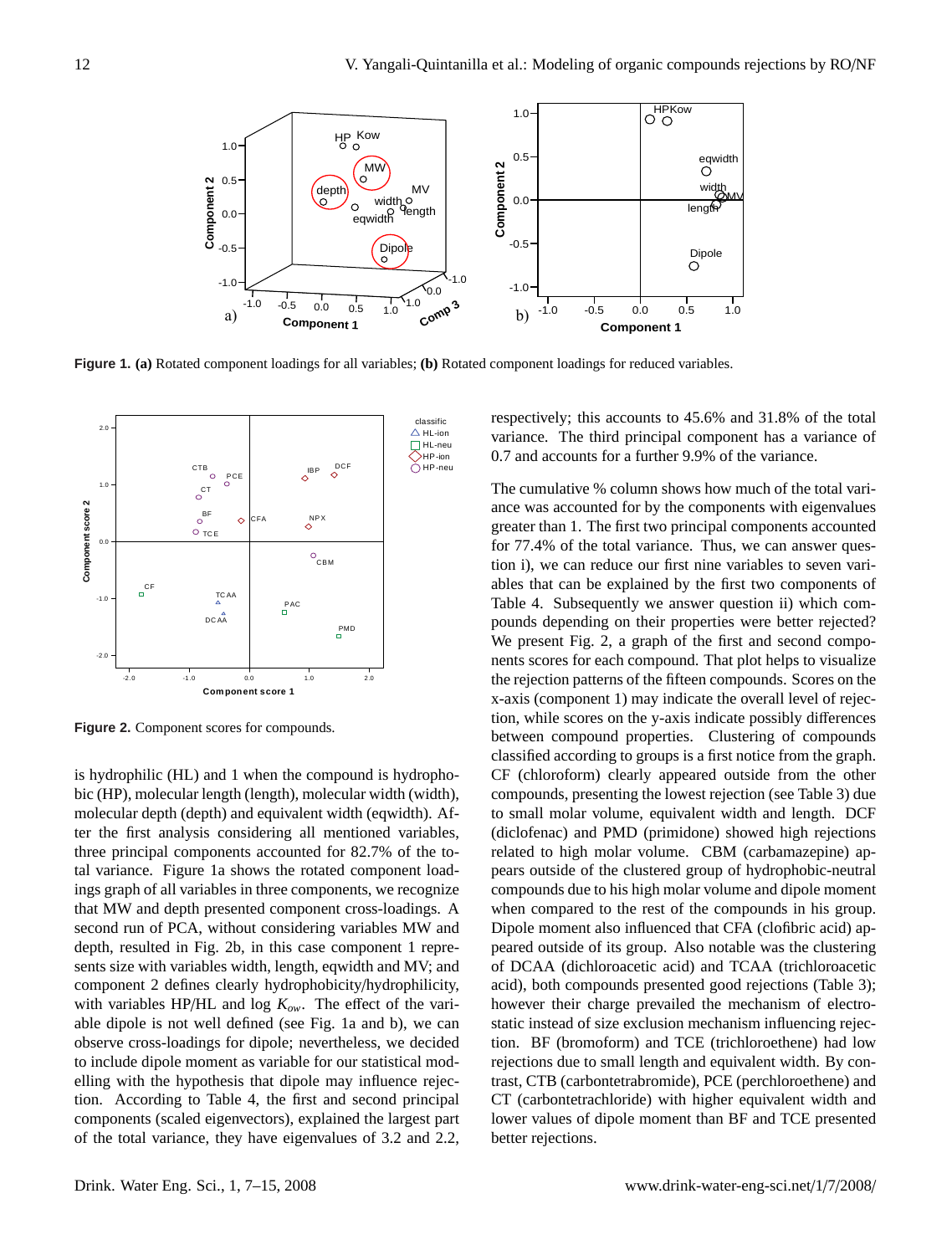**Figure 1. (a)** Rotated component loadings for all variables; **(b)** Rotated component loadings for reduced variables.

**Figure 2.** Component scores for compounds.

is hydrophilic (HL) and 1 when the compound is hydrophobic (HP), molecular length (length), molecular width (width), molecular depth (depth) and equivalent width (eqwidth). After the first analysis considering all mentioned variables, three principal components accounted for 82.7% of the total variance. Figure 1a shows the rotated component loadings graph of all variables in three components, we recognize that MW and depth presented component cross-loadings. A second run of PCA, without considering variables MW and depth, resulted in Fig. 2b, in this case component 1 represents size with variables width, length, eqwidth and MV; and component 2 defines clearly hydrophobicity/hydrophilicity, with variables HP/HL and log $K_{ow}$. The effect of the variable dipole is not well defined (see Fig. 1a and b), we can observe cross-loadings for dipole; nevertheless, we decided to include dipole moment as variable for our statistical modelling with the hypothesis that dipole may influence rejection. According to Table 4, the first and second principal components (scaled eigenvectors), explained the largest part of the total variance, they have eigenvalues of 3.2 and 2.2, respectively; this accounts to 45.6% and 31.8% of the total variance. The third principal component has a variance of 0.7 and accounts for a further 9.9% of the variance.

The cumulative % column shows how much of the total variance was accounted for by the components with eigenvalues greater than 1. The first two principal components accounted for 77.4% of the total variance. Thus, we can answer question i), we can reduce our first nine variables to seven variables that can be explained by the first two components of Table 4. Subsequently we answer question ii) which compounds depending on their properties were better rejected? We present Fig. 2, a graph of the first and second components scores for each compound. That plot helps to visualize the rejection patterns of the fifteen compounds. Scores on the x-axis (component 1) may indicate the overall level of rejection, while scores on the y-axis indicate possibly differences between compound properties. Clustering of compounds classified according to groups is a first notice from the graph. CF (chloroform) clearly appeared outside from the other compounds, presenting the lowest rejection (see Table 3) due to small molar volume, equivalent width and length. DCF (diclofenac) and PMD (primidone) showed high rejections related to high molar volume. CBM (carbamazepine) appears outside of the clustered group of hydrophobic-neutral compounds due to his high molar volume and dipole moment when compared to the rest of the compounds in his group. Dipole moment also influenced that CFA (clofibric acid) appeared outside of its group. Also notable was the clustering of DCAA (dichloroacetic acid) and TCAA (trichloroacetic acid), both compounds presented good rejections (Table 3); however their charge prevailed the mechanism of electrostatic instead of size exclusion mechanism influencing rejection. BF (bromoform) and TCE (trichloroethene) had low rejections due to small length and equivalent width. By contrast, CTB (carbontetrabromide), PCE (perchloroethene) and CT (carbontetrachloride) with higher equivalent width and lower values of dipole moment than BF and TCE presented better rejections.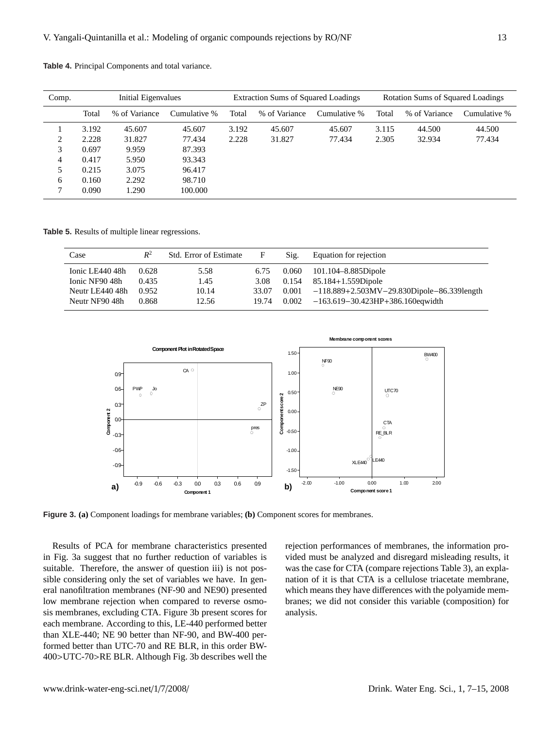**Table 4.** Principal Components and total variance.

| Comp. | Initial Eigenvalues | | | Extraction Sums of Squared Loadings | | | Rotation Sums of Squared Loadings | | |
|---|---|---|---|---|---|---|---|---|---|
| | Total | % of Variance | Cumulative % | Total | % of Variance | Cumulative % | Total | % of Variance | Cumulative % |
| 1 | 3.192 | 45.607 | 45.607 | 3.192 | 45.607 | 45.607 | 3.115 | 44.500 | 44.500 |
| 2 | 2.228 | 31.827 | 77.434 | 2.228 | 31.827 | 77.434 | 2.305 | 32.934 | 77.434 |
| 3 | 0.697 | 9.959 | 87.393 | | | | | | |
| 4 | 0.417 | 5.950 | 93.343 | | | | | | |
| 5 | 0.215 | 3.075 | 96.417 | | | | | | |
| 6 | 0.160 | 2.292 | 98.710 | | | | | | |
| 7 | 0.090 | 1.290 | 100.000 | | | | | | |

**Table 5.** Results of multiple linear regressions.

| Case | $R^2$ | Std. Error of Estimate | F | Sig. | Equation for rejection |
|---|---|---|---|---|---|
| Ionic LE440 48h | 0.628 | 5.58 | 6.75 | 0.060 | 101.104–8.885Dipole |
| Ionic NF90 48h | 0.435 | 1.45 | 3.08 | 0.154 | 85.184+1.559Dipole |
| Neutr LE440 48h | 0.952 | 10.14 | 33.07 | 0.001 | −118.889+2.503MV−29.830Dipole−86.339length |
| Neutr NF90 48h | 0.868 | 12.56 | 19.74 | 0.002 | −163.619−30.423HP+386.160eqwidth |

**Figure 3. (a)** Component loadings for membrane variables; **(b)** Component scores for membranes.

Results of PCA for membrane characteristics presented in Fig. 3a suggest that no further reduction of variables is suitable. Therefore, the answer of question iii) is not possible considering only the set of variables we have. In general nanofiltration membranes (NF-90 and NE90) presented low membrane rejection when compared to reverse osmosis membranes, excluding CTA. Figure 3b present scores for each membrane. According to this, LE-440 performed better than XLE-440; NE 90 better than NF-90, and BW-400 performed better than UTC-70 and RE BLR, in this order BW-400>UTC-70>RE BLR. Although Fig. 3b describes well the rejection performances of membranes, the information provided must be analyzed and disregard misleading results, it was the case for CTA (compare rejections Table 3), an explanation of it is that CTA is a cellulose triacetate membrane, which means they have differences with the polyamide membranes; we did not consider this variable (composition) for analysis.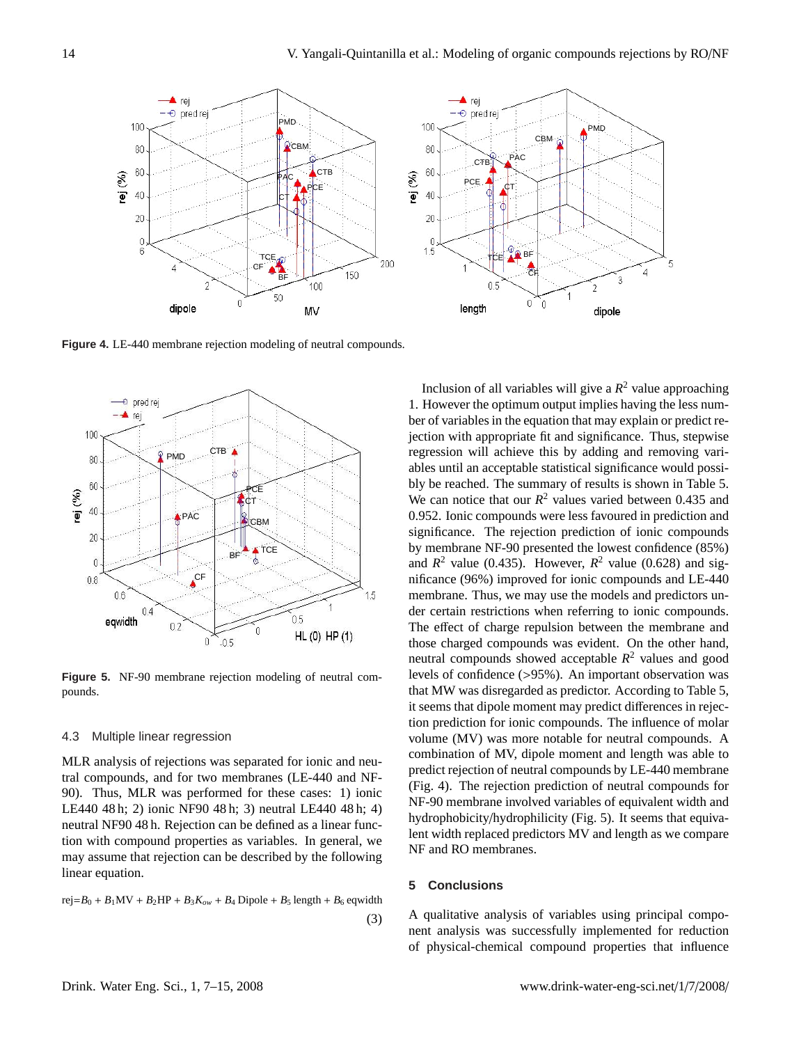Figure 4. LE-440 membrane rejection modeling of neutral compounds.

Figure 5. NF-90 membrane rejection modeling of neutral compounds.

### 4.3 Multiple linear regression

MLR analysis of rejections was separated for ionic and neutral compounds, and for two membranes (LE-440 and NF-90). Thus, MLR was performed for these cases: 1) ionic LE440 48 h; 2) ionic NF90 48 h; 3) neutral LE440 48 h; 4) neutral NF90 48 h. Rejection can be defined as a linear function with compound properties as variables. In general, we may assume that rejection can be described by the following linear equation.

$$\text{rej} = B_0 + B_1\text{MV} + B_2\text{HP} + B_3K_{ow} + B_4\,\text{Dipole} + B_5\,\text{length} + B_6\,\text{eqwidth} \tag{3}$$

Inclusion of all variables will give a $R^2$ value approaching 1. However the optimum output implies having the less number of variables in the equation that may explain or predict rejection with appropriate fit and significance. Thus, stepwise regression will achieve this by adding and removing variables until an acceptable statistical significance would possibly be reached. The summary of results is shown in Table 5. We can notice that our $R^2$ values varied between 0.435 and 0.952. Ionic compounds were less favoured in prediction and significance. The rejection prediction of ionic compounds by membrane NF-90 presented the lowest confidence (85%) and $R^2$ value (0.435). However, $R^2$ value (0.628) and significance (96%) improved for ionic compounds and LE-440 membrane. Thus, we may use the models and predictors under certain restrictions when referring to ionic compounds. The effect of charge repulsion between the membrane and those charged compounds was evident. On the other hand, neutral compounds showed acceptable $R^2$ values and good levels of confidence (>95%). An important observation was that MW was disregarded as predictor. According to Table 5, it seems that dipole moment may predict differences in rejection prediction for ionic compounds. The influence of molar volume (MV) was more notable for neutral compounds. A combination of MV, dipole moment and length was able to predict rejection of neutral compounds by LE-440 membrane (Fig. 4). The rejection prediction of neutral compounds for NF-90 membrane involved variables of equivalent width and hydrophobicity/hydrophilicity (Fig. 5). It seems that equivalent width replaced predictors MV and length as we compare NF and RO membranes.

## 5 Conclusions

A qualitative analysis of variables using principal component analysis was successfully implemented for reduction of physical-chemical compound properties that influence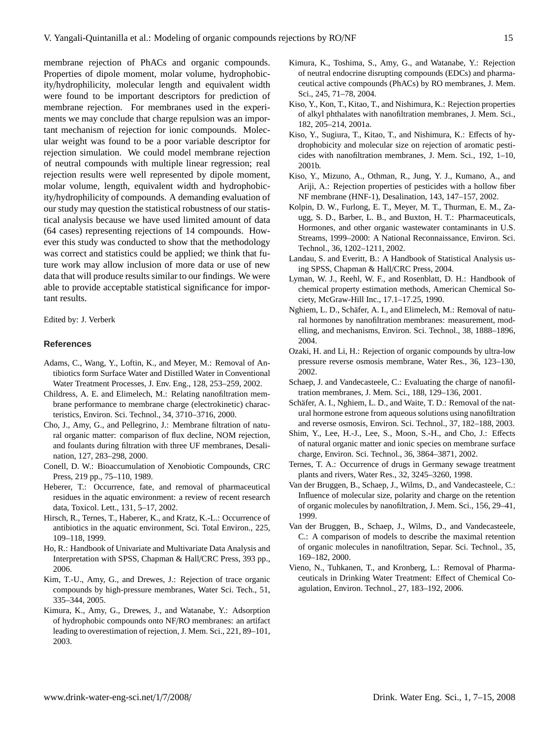membrane rejection of PhACs and organic compounds. Properties of dipole moment, molar volume, hydrophobicity/hydrophilicity, molecular length and equivalent width were found to be important descriptors for prediction of membrane rejection. For membranes used in the experiments we may conclude that charge repulsion was an important mechanism of rejection for ionic compounds. Molecular weight was found to be a poor variable descriptor for rejection simulation. We could model membrane rejection of neutral compounds with multiple linear regression; real rejection results were well represented by dipole moment, molar volume, length, equivalent width and hydrophobicity/hydrophilicity of compounds. A demanding evaluation of our study may question the statistical robustness of our statistical analysis because we have used limited amount of data (64 cases) representing rejections of 14 compounds. However this study was conducted to show that the methodology was correct and statistics could be applied; we think that future work may allow inclusion of more data or use of new data that will produce results similar to our findings. We were able to provide acceptable statistical significance for important results.

Edited by: J. Verberk

## References

Adams, C., Wang, Y., Loftin, K., and Meyer, M.: Removal of Antibiotics form Surface Water and Distilled Water in Conventional Water Treatment Processes, J. Env. Eng., 128, 253–259, 2002.

Childress, A. E. and Elimelech, M.: Relating nanofiltration membrane performance to membrane charge (electrokinetic) characteristics, Environ. Sci. Technol., 34, 3710–3716, 2000.

Cho, J., Amy, G., and Pellegrino, J.: Membrane filtration of natural organic matter: comparison of flux decline, NOM rejection, and foulants during filtration with three UF membranes, Desalination, 127, 283–298, 2000.

Conell, D. W.: Bioaccumulation of Xenobiotic Compounds, CRC Press, 219 pp., 75–110, 1989.

Heberer, T.: Occurrence, fate, and removal of pharmaceutical residues in the aquatic environment: a review of recent research data, Toxicol. Lett., 131, 5–17, 2002.

Hirsch, R., Ternes, T., Haberer, K., and Kratz, K.-L.: Occurrence of antibiotics in the aquatic environment, Sci. Total Environ., 225, 109–118, 1999.

Ho, R.: Handbook of Univariate and Multivariate Data Analysis and Interpretation with SPSS, Chapman & Hall/CRC Press, 393 pp., 2006.

Kim, T.-U., Amy, G., and Drewes, J.: Rejection of trace organic compounds by high-pressure membranes, Water Sci. Tech., 51, 335–344, 2005.

Kimura, K., Amy, G., Drewes, J., and Watanabe, Y.: Adsorption of hydrophobic compounds onto NF/RO membranes: an artifact leading to overestimation of rejection, J. Mem. Sci., 221, 89–101, 2003.

Kimura, K., Toshima, S., Amy, G., and Watanabe, Y.: Rejection of neutral endocrine disrupting compounds (EDCs) and pharmaceutical active compounds (PhACs) by RO membranes, J. Mem. Sci., 245, 71–78, 2004.

Kiso, Y., Kon, T., Kitao, T., and Nishimura, K.: Rejection properties of alkyl phthalates with nanofiltration membranes, J. Mem. Sci., 182, 205–214, 2001a.

Kiso, Y., Sugiura, T., Kitao, T., and Nishimura, K.: Effects of hydrophobicity and molecular size on rejection of aromatic pesticides with nanofiltration membranes, J. Mem. Sci., 192, 1–10, 2001b.

Kiso, Y., Mizuno, A., Othman, R., Jung, Y. J., Kumano, A., and Ariji, A.: Rejection properties of pesticides with a hollow fiber NF membrane (HNF-1), Desalination, 143, 147–157, 2002.

Kolpin, D. W., Furlong, E. T., Meyer, M. T., Thurman, E. M., Zaugg, S. D., Barber, L. B., and Buxton, H. T.: Pharmaceuticals, Hormones, and other organic wastewater contaminants in U.S. Streams, 1999–2000: A National Reconnaissance, Environ. Sci. Technol., 36, 1202–1211, 2002.

Landau, S. and Everitt, B.: A Handbook of Statistical Analysis using SPSS, Chapman & Hall/CRC Press, 2004.

Lyman, W. J., Reehl, W. F., and Rosenblatt, D. H.: Handbook of chemical property estimation methods, American Chemical Society, McGraw-Hill Inc., 17.1–17.25, 1990.

Nghiem, L. D., Schäfer, A. I., and Elimelech, M.: Removal of natural hormones by nanofiltration membranes: measurement, modelling, and mechanisms, Environ. Sci. Technol., 38, 1888–1896, 2004.

Ozaki, H. and Li, H.: Rejection of organic compounds by ultra-low pressure reverse osmosis membrane, Water Res., 36, 123–130, 2002.

Schaep, J. and Vandecasteele, C.: Evaluating the charge of nanofiltration membranes, J. Mem. Sci., 188, 129–136, 2001.

Schäfer, A. I., Nghiem, L. D., and Waite, T. D.: Removal of the natural hormone estrone from aqueous solutions using nanofiltration and reverse osmosis, Environ. Sci. Technol., 37, 182–188, 2003.

Shim, Y., Lee, H.-J., Lee, S., Moon, S.-H., and Cho, J.: Effects of natural organic matter and ionic species on membrane surface charge, Environ. Sci. Technol., 36, 3864–3871, 2002.

Ternes, T. A.: Occurrence of drugs in Germany sewage treatment plants and rivers, Water Res., 32, 3245–3260, 1998.

Van der Bruggen, B., Schaep, J., Wilms, D., and Vandecasteele, C.: Influence of molecular size, polarity and charge on the retention of organic molecules by nanofiltration, J. Mem. Sci., 156, 29–41, 1999.

Van der Bruggen, B., Schaep, J., Wilms, D., and Vandecasteele, C.: A comparison of models to describe the maximal retention of organic molecules in nanofiltration, Separ. Sci. Technol., 35, 169–182, 2000.

Vieno, N., Tuhkanen, T., and Kronberg, L.: Removal of Pharmaceuticals in Drinking Water Treatment: Effect of Chemical Coagulation, Environ. Technol., 27, 183–192, 2006.